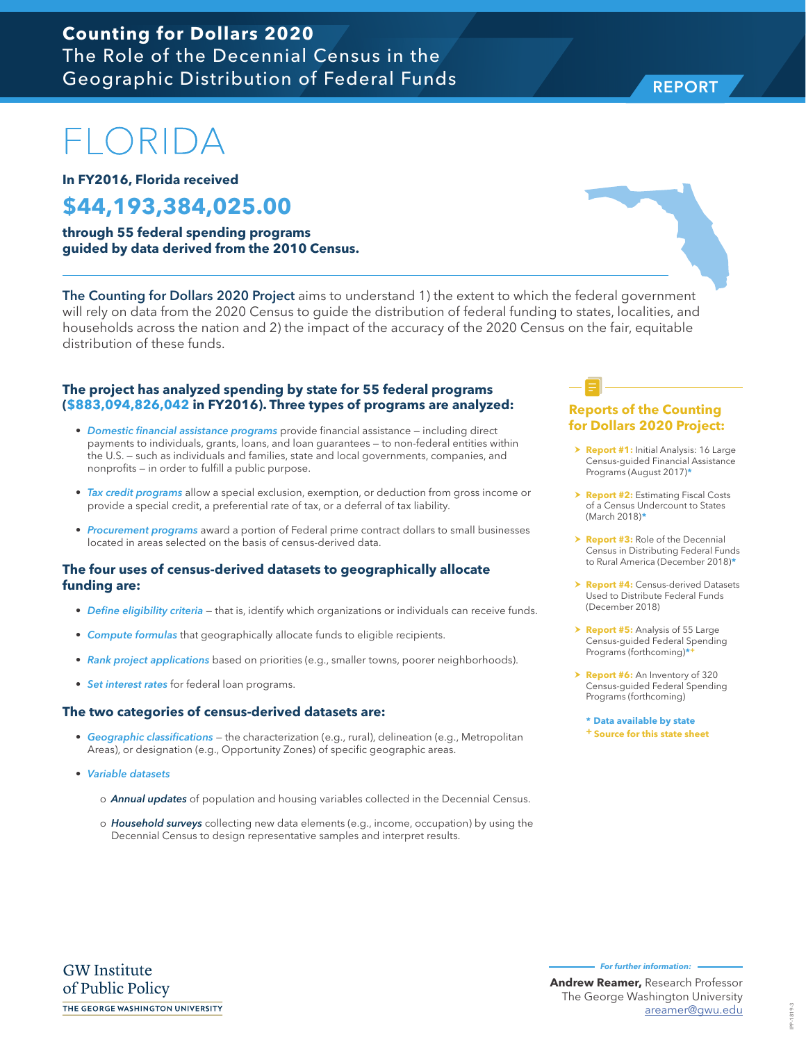**Counting for Dollars 2020**
The Role of the Decennial Census in the Geographic Distribution of Federal Funds

REPORT

# FLORIDA

**In FY2016, Florida received**

## $44,193,384,025.00

**through 55 federal spending programs guided by data derived from the 2010 Census.**

**The Counting for Dollars 2020 Project** aims to understand 1) the extent to which the federal government will rely on data from the 2020 Census to guide the distribution of federal funding to states, localities, and households across the nation and 2) the impact of the accuracy of the 2020 Census on the fair, equitable distribution of these funds.

### The project has analyzed spending by state for 55 federal programs ($883,094,826,042 in FY2016). Three types of programs are analyzed:

- *Domestic financial assistance programs* provide financial assistance – including direct payments to individuals, grants, loans, and loan guarantees – to non-federal entities within the U.S. – such as individuals and families, state and local governments, companies, and nonprofits – in order to fulfill a public purpose.
- *Tax credit programs* allow a special exclusion, exemption, or deduction from gross income or provide a special credit, a preferential rate of tax, or a deferral of tax liability.
- *Procurement programs* award a portion of Federal prime contract dollars to small businesses located in areas selected on the basis of census-derived data.

### The four uses of census-derived datasets to geographically allocate funding are:

- *Define eligibility criteria* – that is, identify which organizations or individuals can receive funds.
- *Compute formulas* that geographically allocate funds to eligible recipients.
- *Rank project applications* based on priorities (e.g., smaller towns, poorer neighborhoods).
- *Set interest rates* for federal loan programs.

### The two categories of census-derived datasets are:

- *Geographic classifications* – the characterization (e.g., rural), delineation (e.g., Metropolitan Areas), or designation (e.g., Opportunity Zones) of specific geographic areas.
- *Variable datasets*
  - ***Annual updates*** of population and housing variables collected in the Decennial Census.
  - ***Household surveys*** collecting new data elements (e.g., income, occupation) by using the Decennial Census to design representative samples and interpret results.

### Reports of the Counting for Dollars 2020 Project:

- **Report #1:** Initial Analysis: 16 Large Census-guided Financial Assistance Programs (August 2017)*
- **Report #2:** Estimating Fiscal Costs of a Census Undercount to States (March 2018)*
- **Report #3:** Role of the Decennial Census in Distributing Federal Funds to Rural America (December 2018)*
- **Report #4:** Census-derived Datasets Used to Distribute Federal Funds (December 2018)
- **Report #5:** Analysis of 55 Large Census-guided Federal Spending Programs (forthcoming)*+
- **Report #6:** An Inventory of 320 Census-guided Federal Spending Programs (forthcoming)

**\* Data available by state**
**+ Source for this state sheet**

GW Institute of Public Policy
THE GEORGE WASHINGTON UNIVERSITY

*For further information:*
**Andrew Reamer,** Research Professor
The George Washington University
areamer@gwu.edu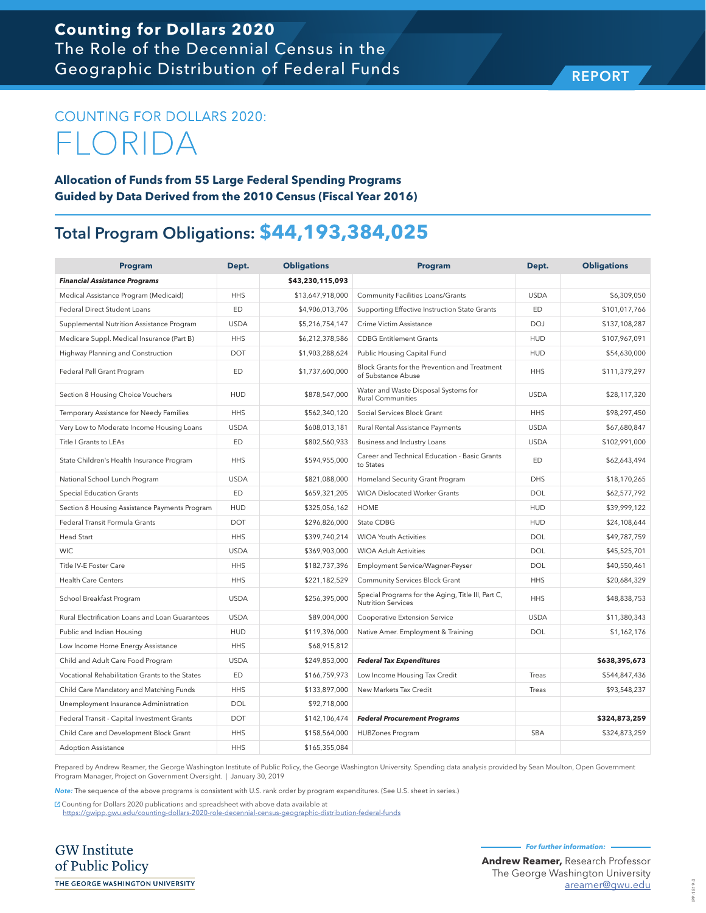**Counting for Dollars 2020**
The Role of the Decennial Census in the Geographic Distribution of Federal Funds

REPORT

## COUNTING FOR DOLLARS 2020:

# FLORIDA

**Allocation of Funds from 55 Large Federal Spending Programs Guided by Data Derived from the 2010 Census (Fiscal Year 2016)**

## Total Program Obligations: $44,193,384,025

| Program | Dept. | Obligations | Program | Dept. | Obligations |
|---|---|---|---|---|---|
| ***Financial Assistance Programs*** | | **$43,230,115,093** | | | |
| Medical Assistance Program (Medicaid) | HHS | $13,647,918,000 | Community Facilities Loans/Grants | USDA | $6,309,050 |
| Federal Direct Student Loans | ED | $4,906,013,706 | Supporting Effective Instruction State Grants | ED | $101,017,766 |
| Supplemental Nutrition Assistance Program | USDA | $5,216,754,147 | Crime Victim Assistance | DOJ | $137,108,287 |
| Medicare Suppl. Medical Insurance (Part B) | HHS | $6,212,378,586 | CDBG Entitlement Grants | HUD | $107,967,091 |
| Highway Planning and Construction | DOT | $1,903,288,624 | Public Housing Capital Fund | HUD | $54,630,000 |
| Federal Pell Grant Program | ED | $1,737,600,000 | Block Grants for the Prevention and Treatment of Substance Abuse | HHS | $111,379,297 |
| Section 8 Housing Choice Vouchers | HUD | $878,547,000 | Water and Waste Disposal Systems for Rural Communities | USDA | $28,117,320 |
| Temporary Assistance for Needy Families | HHS | $562,340,120 | Social Services Block Grant | HHS | $98,297,450 |
| Very Low to Moderate Income Housing Loans | USDA | $608,013,181 | Rural Rental Assistance Payments | USDA | $67,680,847 |
| Title I Grants to LEAs | ED | $802,560,933 | Business and Industry Loans | USDA | $102,991,000 |
| State Children's Health Insurance Program | HHS | $594,955,000 | Career and Technical Education - Basic Grants to States | ED | $62,643,494 |
| National School Lunch Program | USDA | $821,088,000 | Homeland Security Grant Program | DHS | $18,170,265 |
| Special Education Grants | ED | $659,321,205 | WIOA Dislocated Worker Grants | DOL | $62,577,792 |
| Section 8 Housing Assistance Payments Program | HUD | $325,056,162 | HOME | HUD | $39,999,122 |
| Federal Transit Formula Grants | DOT | $296,826,000 | State CDBG | HUD | $24,108,644 |
| Head Start | HHS | $399,740,214 | WIOA Youth Activities | DOL | $49,787,759 |
| WIC | USDA | $369,903,000 | WIOA Adult Activities | DOL | $45,525,701 |
| Title IV-E Foster Care | HHS | $182,737,396 | Employment Service/Wagner-Peyser | DOL | $40,550,461 |
| Health Care Centers | HHS | $221,182,529 | Community Services Block Grant | HHS | $20,684,329 |
| School Breakfast Program | USDA | $256,395,000 | Special Programs for the Aging, Title III, Part C, Nutrition Services | HHS | $48,838,753 |
| Rural Electrification Loans and Loan Guarantees | USDA | $89,004,000 | Cooperative Extension Service | USDA | $11,380,343 |
| Public and Indian Housing | HUD | $119,396,000 | Native Amer. Employment & Training | DOL | $1,162,176 |
| Low Income Home Energy Assistance | HHS | $68,915,812 | | | |
| Child and Adult Care Food Program | USDA | $249,853,000 | ***Federal Tax Expenditures*** | | **$638,395,673** |
| Vocational Rehabilitation Grants to the States | ED | $166,759,973 | Low Income Housing Tax Credit | Treas | $544,847,436 |
| Child Care Mandatory and Matching Funds | HHS | $133,897,000 | New Markets Tax Credit | Treas | $93,548,237 |
| Unemployment Insurance Administration | DOL | $92,718,000 | | | |
| Federal Transit - Capital Investment Grants | DOT | $142,106,474 | ***Federal Procurement Programs*** | | **$324,873,259** |
| Child Care and Development Block Grant | HHS | $158,564,000 | HUBZones Program | SBA | $324,873,259 |
| Adoption Assistance | HHS | $165,355,084 | | | |

Prepared by Andrew Reamer, the George Washington Institute of Public Policy, the George Washington University. Spending data analysis provided by Sean Moulton, Open Government Program Manager, Project on Government Oversight. | January 30, 2019

*Note:* The sequence of the above programs is consistent with U.S. rank order by program expenditures. (See U.S. sheet in series.)

Counting for Dollars 2020 publications and spreadsheet with above data available at
https://gwipp.gwu.edu/counting-dollars-2020-role-decennial-census-geographic-distribution-federal-funds

GW Institute of Public Policy
THE GEORGE WASHINGTON UNIVERSITY

*For further information:*

**Andrew Reamer,** Research Professor
The George Washington University
areamer@gwu.edu